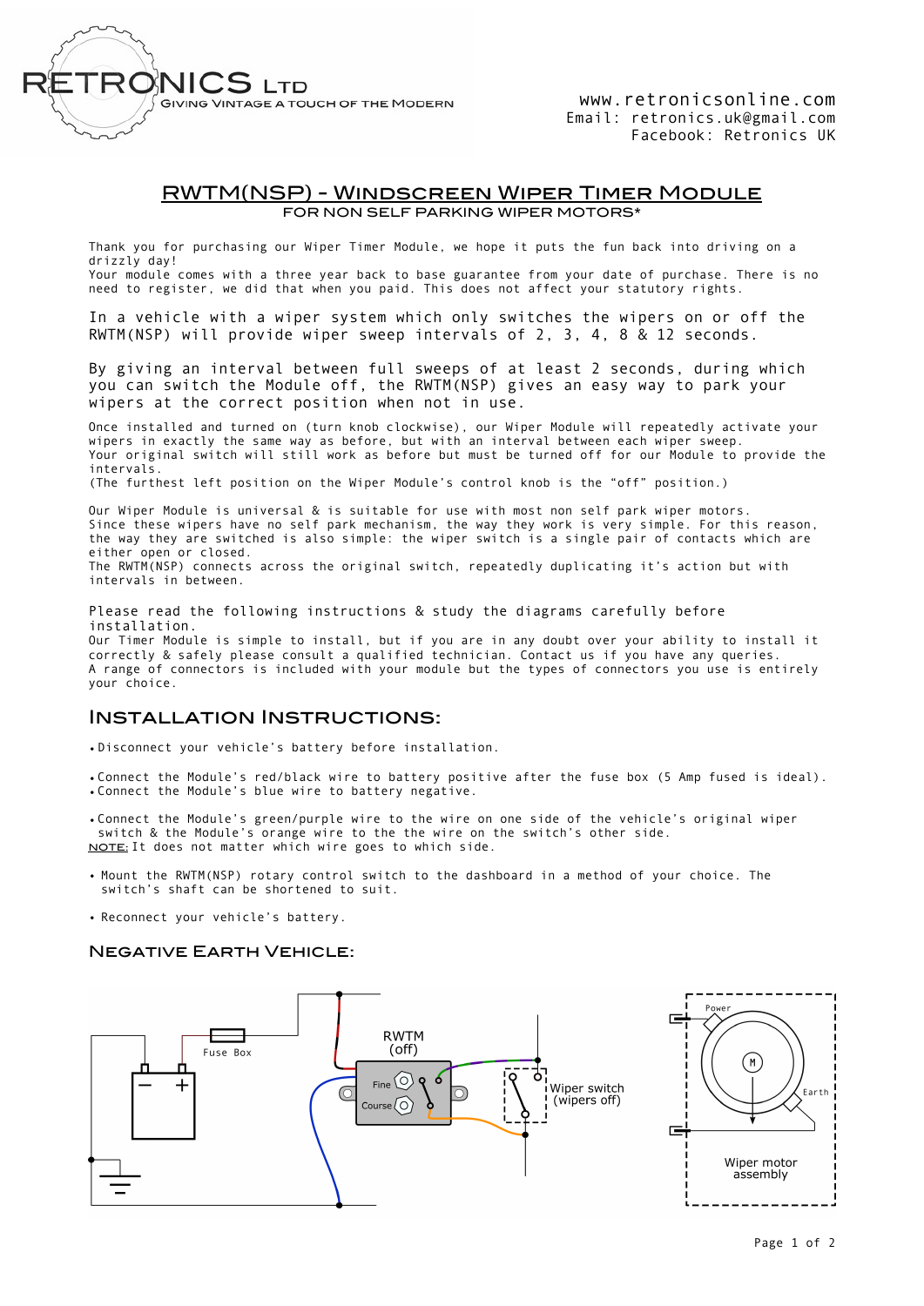RETRONICS LTD
GIVING VINTAGE A TOUCH OF THE MODERN

www.retronicsonline.com
Email: retronics.uk@gmail.com
Facebook: Retronics UK

# RWTM(NSP) - Windscreen Wiper Timer Module

FOR NON SELF PARKING WIPER MOTORS*

Thank you for purchasing our Wiper Timer Module, we hope it puts the fun back into driving on a drizzly day!
Your module comes with a three year back to base guarantee from your date of purchase. There is no need to register, we did that when you paid. This does not affect your statutory rights.

In a vehicle with a wiper system which only switches the wipers on or off the RWTM(NSP) will provide wiper sweep intervals of 2, 3, 4, 8 & 12 seconds.

By giving an interval between full sweeps of at least 2 seconds, during which you can switch the Module off, the RWTM(NSP) gives an easy way to park your wipers at the correct position when not in use.

Once installed and turned on (turn knob clockwise), our Wiper Module will repeatedly activate your wipers in exactly the same way as before, but with an interval between each wiper sweep.
Your original switch will still work as before but must be turned off for our Module to provide the intervals.
(The furthest left position on the Wiper Module's control knob is the "off" position.)

Our Wiper Module is universal & is suitable for use with most non self park wiper motors.
Since these wipers have no self park mechanism, the way they work is very simple. For this reason, the way they are switched is also simple: the wiper switch is a single pair of contacts which are either open or closed.
The RWTM(NSP) connects across the original switch, repeatedly duplicating it's action but with intervals in between.

Please read the following instructions & study the diagrams carefully before installation.
Our Timer Module is simple to install, but if you are in any doubt over your ability to install it correctly & safely please consult a qualified technician. Contact us if you have any queries.
A range of connectors is included with your module but the types of connectors you use is entirely your choice.

## Installation Instructions:

- Disconnect your vehicle's battery before installation.

- Connect the Module's red/black wire to battery positive after the fuse box (5 Amp fused is ideal).
- Connect the Module's blue wire to battery negative.

- Connect the Module's green/purple wire to the wire on one side of the vehicle's original wiper switch & the Module's orange wire to the wire on the switch's other side.
NOTE: It does not matter which wire goes to which side.

- Mount the RWTM(NSP) rotary control switch to the dashboard in a method of your choice. The switch's shaft can be shortened to suit.

- Reconnect your vehicle's battery.

### Negative Earth Vehicle:

Fuse Box
RWTM (off)
Fine
Course
Wiper switch (wipers off)
Power
M
Earth
Wiper motor assembly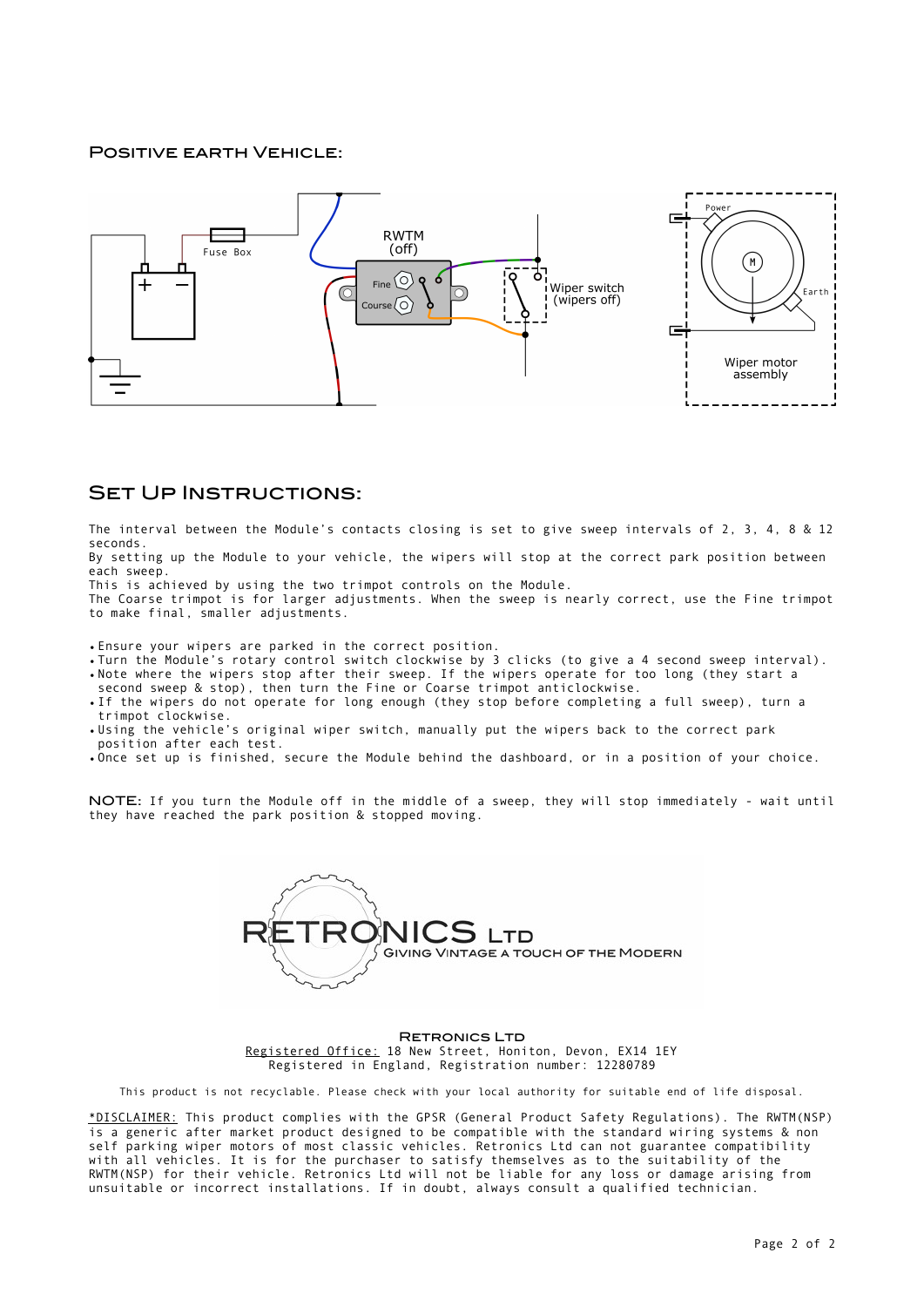## Positive Earth Vehicle:

Fuse Box

RWTM
(off)

Fine

Course

Wiper switch
(wipers off)

Power

M

Earth

Wiper motor
assembly

## Set Up Instructions:

The interval between the Module's contacts closing is set to give sweep intervals of 2, 3, 4, 8 & 12 seconds.
By setting up the Module to your vehicle, the wipers will stop at the correct park position between each sweep.
This is achieved by using the two trimpot controls on the Module.
The Coarse trimpot is for larger adjustments. When the sweep is nearly correct, use the Fine trimpot to make final, smaller adjustments.

- Ensure your wipers are parked in the correct position.
- Turn the Module's rotary control switch clockwise by 3 clicks (to give a 4 second sweep interval).
- Note where the wipers stop after their sweep. If the wipers operate for too long (they start a second sweep & stop), then turn the Fine or Coarse trimpot anticlockwise.
- If the wipers do not operate for long enough (they stop before completing a full sweep), turn a trimpot clockwise.
- Using the vehicle's original wiper switch, manually put the wipers back to the correct park position after each test.
- Once set up is finished, secure the Module behind the dashboard, or in a position of your choice.

**NOTE:** If you turn the Module off in the middle of a sweep, they will stop immediately - wait until they have reached the park position & stopped moving.

RETRONICS LTD
GIVING VINTAGE A TOUCH OF THE MODERN

**Retronics Ltd**
Registered Office: 18 New Street, Honiton, Devon, EX14 1EY
Registered in England, Registration number: 12280789

This product is not recyclable. Please check with your local authority for suitable end of life disposal.

*DISCLAIMER: This product complies with the GPSR (General Product Safety Regulations). The RWTM(NSP) is a generic after market product designed to be compatible with the standard wiring systems & non self parking wiper motors of most classic vehicles. Retronics Ltd can not guarantee compatibility with all vehicles. It is for the purchaser to satisfy themselves as to the suitability of the RWTM(NSP) for their vehicle. Retronics Ltd will not be liable for any loss or damage arising from unsuitable or incorrect installations. If in doubt, always consult a qualified technician.